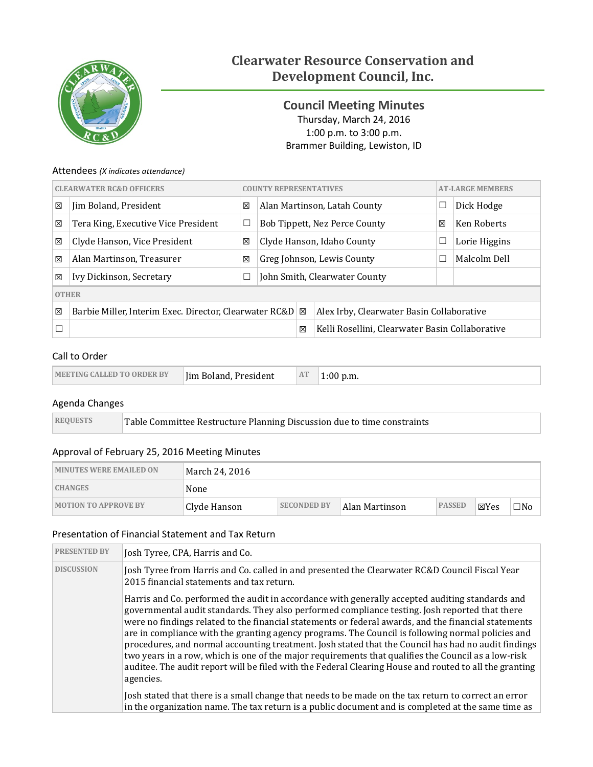# Clearwater Resource Conservation and Development Council, Inc.

## Council Meeting Minutes

Thursday, March 24, 2016
1:00 p.m. to 3:00 p.m.
Brammer Building, Lewiston, ID

### Attendees *(X indicates attendance)*

| | CLEARWATER RC&D OFFICERS | | COUNTY REPRESENTATIVES | | AT-LARGE MEMBERS |
|---|---|---|---|---|---|
| ☒ | Jim Boland, President | ☒ | Alan Martinson, Latah County | ☐ | Dick Hodge |
| ☒ | Tera King, Executive Vice President | ☐ | Bob Tippett, Nez Perce County | ☒ | Ken Roberts |
| ☒ | Clyde Hanson, Vice President | ☒ | Clyde Hanson, Idaho County | ☐ | Lorie Higgins |
| ☒ | Alan Martinson, Treasurer | ☒ | Greg Johnson, Lewis County | ☐ | Malcolm Dell |
| ☒ | Ivy Dickinson, Secretary | ☐ | John Smith, Clearwater County | | |

| | OTHER | | |
|---|---|---|---|
| ☒ | Barbie Miller, Interim Exec. Director, Clearwater RC&D | ☒ | Alex Irby, Clearwater Basin Collaborative |
| ☐ | | ☒ | Kelli Rosellini, Clearwater Basin Collaborative |

### Call to Order

| MEETING CALLED TO ORDER BY | Jim Boland, President | AT | 1:00 p.m. |
|---|---|---|---|

### Agenda Changes

| REQUESTS | Table Committee Restructure Planning Discussion due to time constraints |
|---|---|

### Approval of February 25, 2016 Meeting Minutes

| MINUTES WERE EMAILED ON | March 24, 2016 | | | | | |
|---|---|---|---|---|---|---|
| CHANGES | None | | | | | |
| MOTION TO APPROVE BY | Clyde Hanson | SECONDED BY | Alan Martinson | PASSED | ☒Yes | ☐No |

### Presentation of Financial Statement and Tax Return

| PRESENTED BY | Josh Tyree, CPA, Harris and Co. |
|---|---|
| DISCUSSION | Josh Tyree from Harris and Co. called in and presented the Clearwater RC&D Council Fiscal Year 2015 financial statements and tax return.<br><br>Harris and Co. performed the audit in accordance with generally accepted auditing standards and governmental audit standards. They also performed compliance testing. Josh reported that there were no findings related to the financial statements or federal awards, and the financial statements are in compliance with the granting agency programs. The Council is following normal policies and procedures, and normal accounting treatment. Josh stated that the Council has had no audit findings two years in a row, which is one of the major requirements that qualifies the Council as a low-risk auditee. The audit report will be filed with the Federal Clearing House and routed to all the granting agencies.<br><br>Josh stated that there is a small change that needs to be made on the tax return to correct an error in the organization name. The tax return is a public document and is completed at the same time as |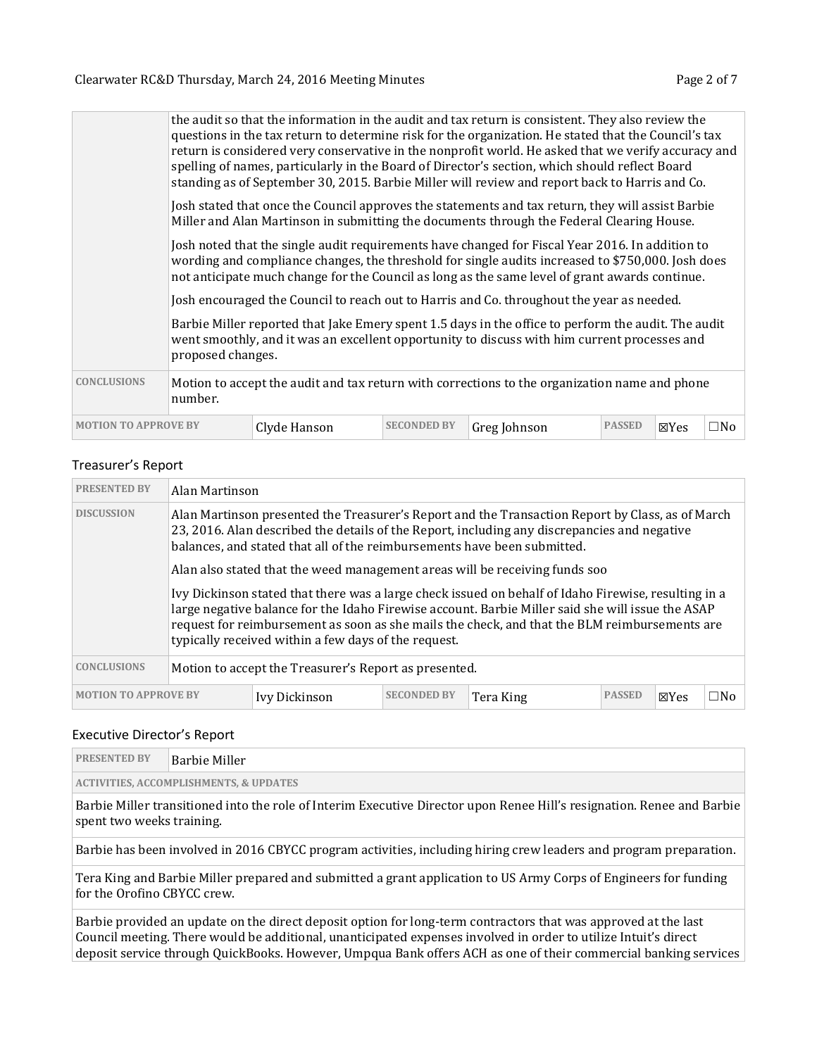| | | | | | | | |
|---|---|---|---|---|---|---|---|
| | the audit so that the information in the audit and tax return is consistent. They also review the questions in the tax return to determine risk for the organization. He stated that the Council's tax return is considered very conservative in the nonprofit world. He asked that we verify accuracy and spelling of names, particularly in the Board of Director's section, which should reflect Board standing as of September 30, 2015. Barbie Miller will review and report back to Harris and Co.<br><br>Josh stated that once the Council approves the statements and tax return, they will assist Barbie Miller and Alan Martinson in submitting the documents through the Federal Clearing House.<br><br>Josh noted that the single audit requirements have changed for Fiscal Year 2016. In addition to wording and compliance changes, the threshold for single audits increased to $750,000. Josh does not anticipate much change for the Council as long as the same level of grant awards continue.<br><br>Josh encouraged the Council to reach out to Harris and Co. throughout the year as needed.<br><br>Barbie Miller reported that Jake Emery spent 1.5 days in the office to perform the audit. The audit went smoothly, and it was an excellent opportunity to discuss with him current processes and proposed changes. | | | | | | |
| **CONCLUSIONS** | Motion to accept the audit and tax return with corrections to the organization name and phone number. | | | | | | |
| **MOTION TO APPROVE BY** | Clyde Hanson | **SECONDED BY** | Greg Johnson | **PASSED** | ☒Yes | ☐No | |

## Treasurer's Report

| | | | | | | |
|---|---|---|---|---|---|---|
| **PRESENTED BY** | Alan Martinson | | | | | |
| **DISCUSSION** | Alan Martinson presented the Treasurer's Report and the Transaction Report by Class, as of March 23, 2016. Alan described the details of the Report, including any discrepancies and negative balances, and stated that all of the reimbursements have been submitted.<br><br>Alan also stated that the weed management areas will be receiving funds soo<br><br>Ivy Dickinson stated that there was a large check issued on behalf of Idaho Firewise, resulting in a large negative balance for the Idaho Firewise account. Barbie Miller said she will issue the ASAP request for reimbursement as soon as she mails the check, and that the BLM reimbursements are typically received within a few days of the request. | | | | | |
| **CONCLUSIONS** | Motion to accept the Treasurer's Report as presented. | | | | | |
| **MOTION TO APPROVE BY** | Ivy Dickinson | **SECONDED BY** | Tera King | **PASSED** | ☒Yes | ☐No |

## Executive Director's Report

| | |
|---|---|
| **PRESENTED BY** | Barbie Miller |
| **ACTIVITIES, ACCOMPLISHMENTS, & UPDATES** | |
| Barbie Miller transitioned into the role of Interim Executive Director upon Renee Hill's resignation. Renee and Barbie spent two weeks training. | |
| Barbie has been involved in 2016 CBYCC program activities, including hiring crew leaders and program preparation. | |
| Tera King and Barbie Miller prepared and submitted a grant application to US Army Corps of Engineers for funding for the Orofino CBYCC crew. | |
| Barbie provided an update on the direct deposit option for long-term contractors that was approved at the last Council meeting. There would be additional, unanticipated expenses involved in order to utilize Intuit's direct deposit service through QuickBooks. However, Umpqua Bank offers ACH as one of their commercial banking services | |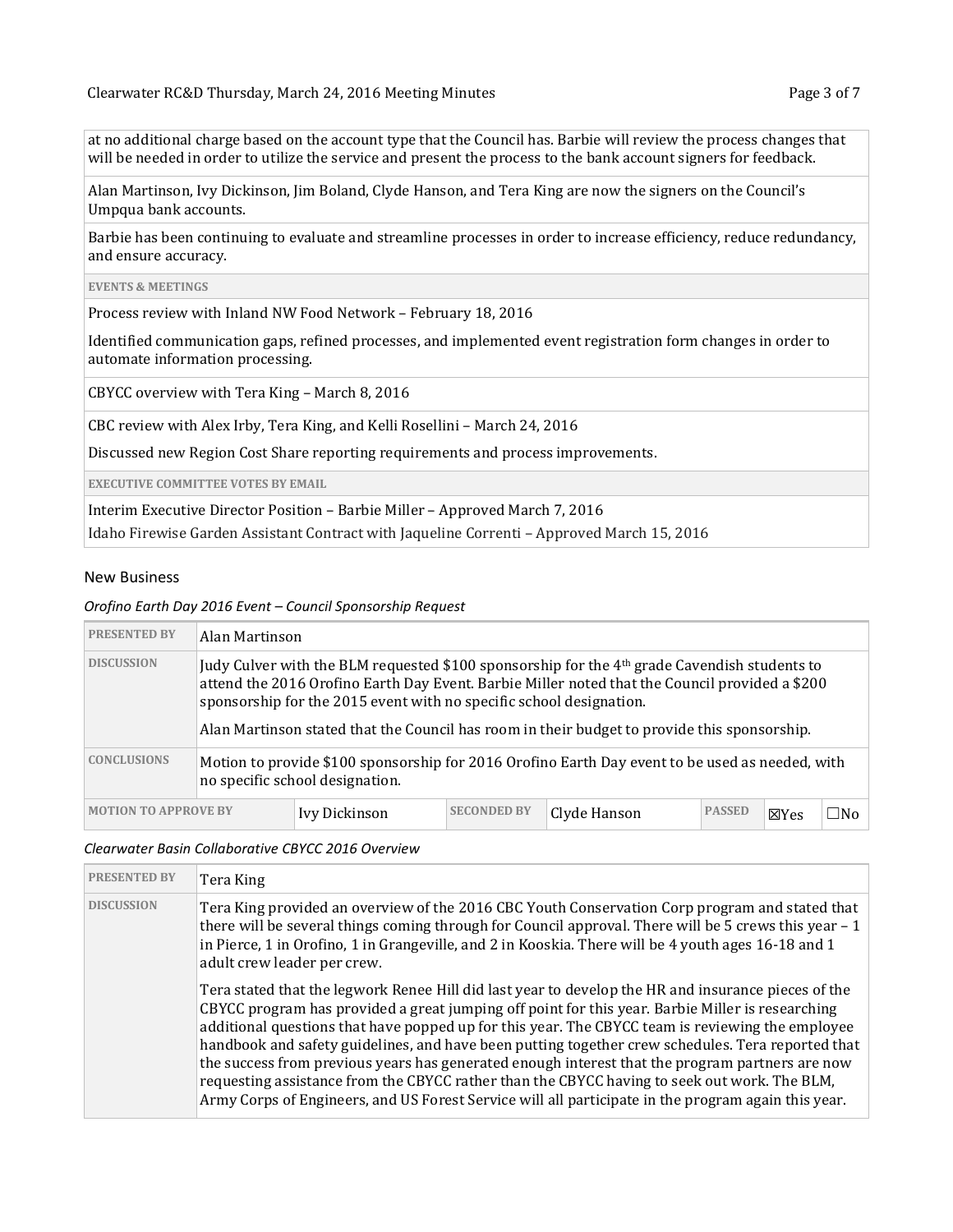at no additional charge based on the account type that the Council has. Barbie will review the process changes that will be needed in order to utilize the service and present the process to the bank account signers for feedback.

Alan Martinson, Ivy Dickinson, Jim Boland, Clyde Hanson, and Tera King are now the signers on the Council's Umpqua bank accounts.

Barbie has been continuing to evaluate and streamline processes in order to increase efficiency, reduce redundancy, and ensure accuracy.

**EVENTS & MEETINGS**

Process review with Inland NW Food Network – February 18, 2016

Identified communication gaps, refined processes, and implemented event registration form changes in order to automate information processing.

CBYCC overview with Tera King – March 8, 2016

CBC review with Alex Irby, Tera King, and Kelli Rosellini – March 24, 2016

Discussed new Region Cost Share reporting requirements and process improvements.

**EXECUTIVE COMMITTEE VOTES BY EMAIL**

Interim Executive Director Position – Barbie Miller – Approved March 7, 2016

Idaho Firewise Garden Assistant Contract with Jaqueline Correnti – Approved March 15, 2016

## New Business

*Orofino Earth Day 2016 Event – Council Sponsorship Request*

| PRESENTED BY | Alan Martinson | | | | | |
|---|---|---|---|---|---|---|
| DISCUSSION | Judy Culver with the BLM requested \$100 sponsorship for the 4th grade Cavendish students to attend the 2016 Orofino Earth Day Event. Barbie Miller noted that the Council provided a \$200 sponsorship for the 2015 event with no specific school designation. Alan Martinson stated that the Council has room in their budget to provide this sponsorship. | | | | | |
| CONCLUSIONS | Motion to provide \$100 sponsorship for 2016 Orofino Earth Day event to be used as needed, with no specific school designation. | | | | | |
| MOTION TO APPROVE BY | Ivy Dickinson | SECONDED BY | Clyde Hanson | PASSED | ☒Yes | ☐No |

*Clearwater Basin Collaborative CBYCC 2016 Overview*

| PRESENTED BY | Tera King |
|---|---|
| DISCUSSION | Tera King provided an overview of the 2016 CBC Youth Conservation Corp program and stated that there will be several things coming through for Council approval. There will be 5 crews this year – 1 in Pierce, 1 in Orofino, 1 in Grangeville, and 2 in Kooskia. There will be 4 youth ages 16-18 and 1 adult crew leader per crew. Tera stated that the legwork Renee Hill did last year to develop the HR and insurance pieces of the CBYCC program has provided a great jumping off point for this year. Barbie Miller is researching additional questions that have popped up for this year. The CBYCC team is reviewing the employee handbook and safety guidelines, and have been putting together crew schedules. Tera reported that the success from previous years has generated enough interest that the program partners are now requesting assistance from the CBYCC rather than the CBYCC having to seek out work. The BLM, Army Corps of Engineers, and US Forest Service will all participate in the program again this year. |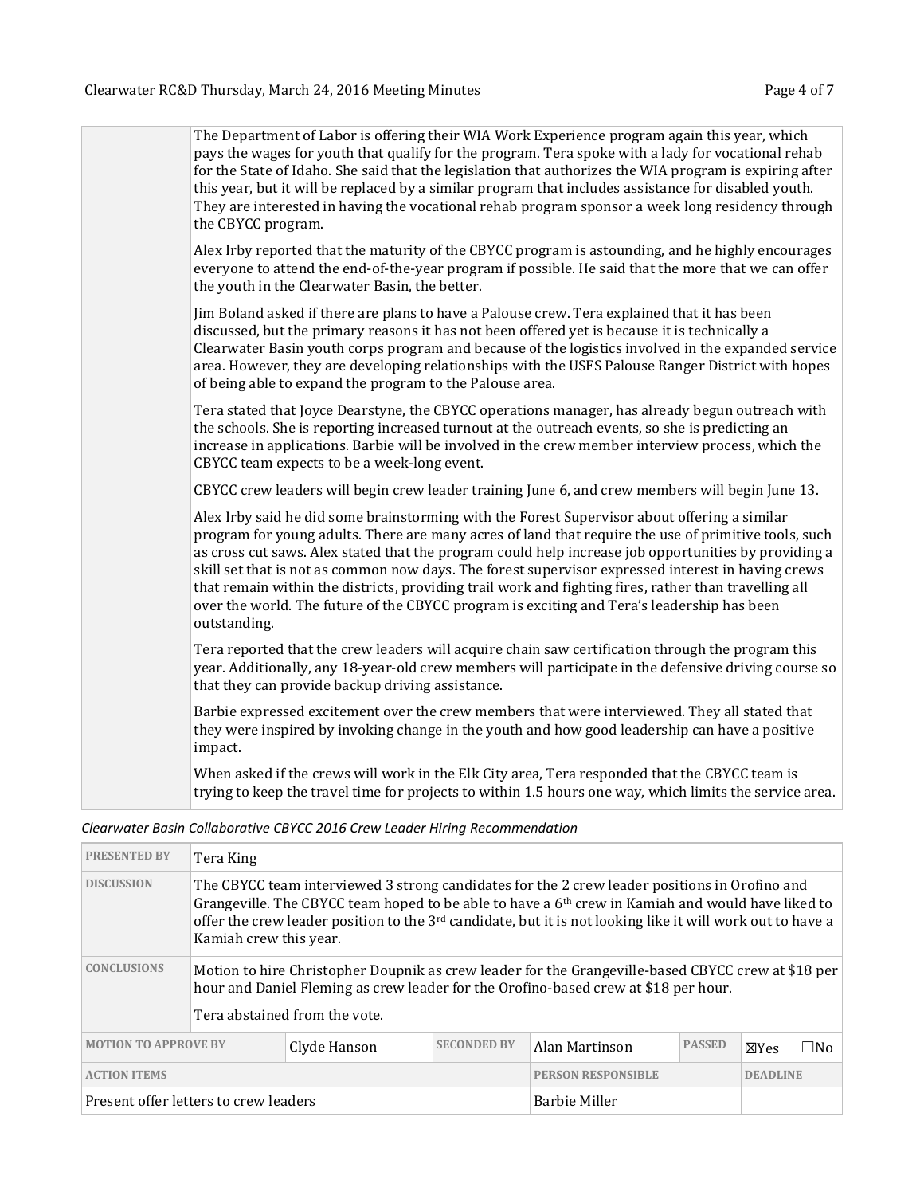The Department of Labor is offering their WIA Work Experience program again this year, which pays the wages for youth that qualify for the program. Tera spoke with a lady for vocational rehab for the State of Idaho. She said that the legislation that authorizes the WIA program is expiring after this year, but it will be replaced by a similar program that includes assistance for disabled youth. They are interested in having the vocational rehab program sponsor a week long residency through the CBYCC program.

Alex Irby reported that the maturity of the CBYCC program is astounding, and he highly encourages everyone to attend the end-of-the-year program if possible. He said that the more that we can offer the youth in the Clearwater Basin, the better.

Jim Boland asked if there are plans to have a Palouse crew. Tera explained that it has been discussed, but the primary reasons it has not been offered yet is because it is technically a Clearwater Basin youth corps program and because of the logistics involved in the expanded service area. However, they are developing relationships with the USFS Palouse Ranger District with hopes of being able to expand the program to the Palouse area.

Tera stated that Joyce Dearstyne, the CBYCC operations manager, has already begun outreach with the schools. She is reporting increased turnout at the outreach events, so she is predicting an increase in applications. Barbie will be involved in the crew member interview process, which the CBYCC team expects to be a week-long event.

CBYCC crew leaders will begin crew leader training June 6, and crew members will begin June 13.

Alex Irby said he did some brainstorming with the Forest Supervisor about offering a similar program for young adults. There are many acres of land that require the use of primitive tools, such as cross cut saws. Alex stated that the program could help increase job opportunities by providing a skill set that is not as common now days. The forest supervisor expressed interest in having crews that remain within the districts, providing trail work and fighting fires, rather than travelling all over the world. The future of the CBYCC program is exciting and Tera's leadership has been outstanding.

Tera reported that the crew leaders will acquire chain saw certification through the program this year. Additionally, any 18-year-old crew members will participate in the defensive driving course so that they can provide backup driving assistance.

Barbie expressed excitement over the crew members that were interviewed. They all stated that they were inspired by invoking change in the youth and how good leadership can have a positive impact.

When asked if the crews will work in the Elk City area, Tera responded that the CBYCC team is trying to keep the travel time for projects to within 1.5 hours one way, which limits the service area.

*Clearwater Basin Collaborative CBYCC 2016 Crew Leader Hiring Recommendation*

| **PRESENTED BY** | Tera King | | | | | |
|---|---|---|---|---|---|---|
| **DISCUSSION** | The CBYCC team interviewed 3 strong candidates for the 2 crew leader positions in Orofino and Grangeville. The CBYCC team hoped to be able to have a 6th crew in Kamiah and would have liked to offer the crew leader position to the 3rd candidate, but it is not looking like it will work out to have a Kamiah crew this year. | | | | | |
| **CONCLUSIONS** | Motion to hire Christopher Doupnik as crew leader for the Grangeville-based CBYCC crew at $18 per hour and Daniel Fleming as crew leader for the Orofino-based crew at $18 per hour. Tera abstained from the vote. | | | | | |
| **MOTION TO APPROVE BY** | Clyde Hanson | **SECONDED BY** | Alan Martinson | **PASSED** | ☒Yes | ☐No |
| **ACTION ITEMS** | | | **PERSON RESPONSIBLE** | | **DEADLINE** | |
| Present offer letters to crew leaders | | | Barbie Miller | | | |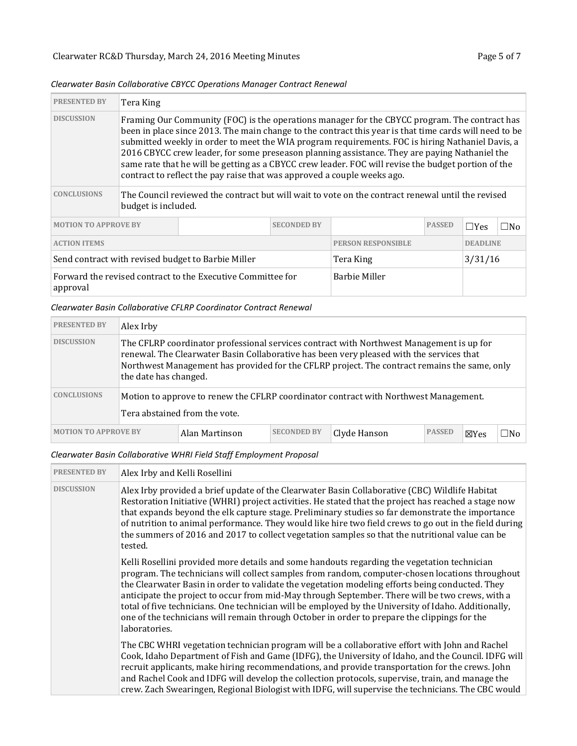*Clearwater Basin Collaborative CBYCC Operations Manager Contract Renewal*

| PRESENTED BY | Tera King | | | | | | |
|---|---|---|---|---|---|---|---|
| DISCUSSION | Framing Our Community (FOC) is the operations manager for the CBYCC program. The contract has been in place since 2013. The main change to the contract this year is that time cards will need to be submitted weekly in order to meet the WIA program requirements. FOC is hiring Nathaniel Davis, a 2016 CBYCC crew leader, for some preseason planning assistance. They are paying Nathaniel the same rate that he will be getting as a CBYCC crew leader. FOC will revise the budget portion of the contract to reflect the pay raise that was approved a couple weeks ago. | | | | | | |
| CONCLUSIONS | The Council reviewed the contract but will wait to vote on the contract renewal until the revised budget is included. | | | | | | |
| MOTION TO APPROVE BY | | SECONDED BY | | PASSED | ☐Yes | ☐No | |

| ACTION ITEMS | PERSON RESPONSIBLE | DEADLINE |
|---|---|---|
| Send contract with revised budget to Barbie Miller | Tera King | 3/31/16 |
| Forward the revised contract to the Executive Committee for approval | Barbie Miller | |

*Clearwater Basin Collaborative CFLRP Coordinator Contract Renewal*

| PRESENTED BY | Alex Irby | | | | | |
|---|---|---|---|---|---|---|
| DISCUSSION | The CFLRP coordinator professional services contract with Northwest Management is up for renewal. The Clearwater Basin Collaborative has been very pleased with the services that Northwest Management has provided for the CFLRP project. The contract remains the same, only the date has changed. | | | | | |
| CONCLUSIONS | Motion to approve to renew the CFLRP coordinator contract with Northwest Management.<br>Tera abstained from the vote. | | | | | |
| MOTION TO APPROVE BY | Alan Martinson | SECONDED BY | Clyde Hanson | PASSED | ☒Yes | ☐No |

*Clearwater Basin Collaborative WHRI Field Staff Employment Proposal*

| PRESENTED BY | Alex Irby and Kelli Rosellini |
|---|---|
| DISCUSSION | Alex Irby provided a brief update of the Clearwater Basin Collaborative (CBC) Wildlife Habitat Restoration Initiative (WHRI) project activities. He stated that the project has reached a stage now that expands beyond the elk capture stage. Preliminary studies so far demonstrate the importance of nutrition to animal performance. They would like hire two field crews to go out in the field during the summers of 2016 and 2017 to collect vegetation samples so that the nutritional value can be tested.<br><br>Kelli Rosellini provided more details and some handouts regarding the vegetation technician program. The technicians will collect samples from random, computer-chosen locations throughout the Clearwater Basin in order to validate the vegetation modeling efforts being conducted. They anticipate the project to occur from mid-May through September. There will be two crews, with a total of five technicians. One technician will be employed by the University of Idaho. Additionally, one of the technicians will remain through October in order to prepare the clippings for the laboratories.<br><br>The CBC WHRI vegetation technician program will be a collaborative effort with John and Rachel Cook, Idaho Department of Fish and Game (IDFG), the University of Idaho, and the Council. IDFG will recruit applicants, make hiring recommendations, and provide transportation for the crews. John and Rachel Cook and IDFG will develop the collection protocols, supervise, train, and manage the crew. Zach Swearingen, Regional Biologist with IDFG, will supervise the technicians. The CBC would |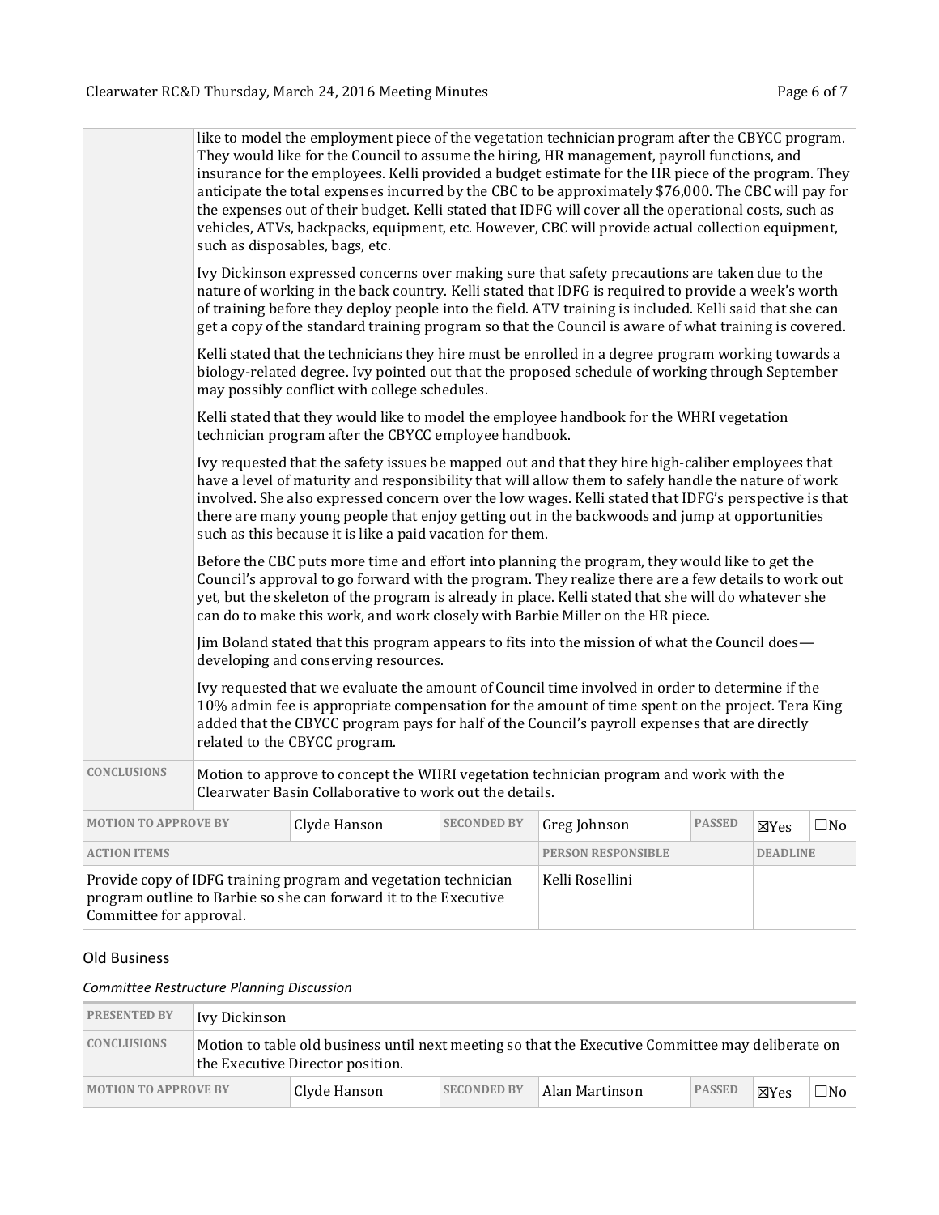| | |
|---|---|
| | like to model the employment piece of the vegetation technician program after the CBYCC program. They would like for the Council to assume the hiring, HR management, payroll functions, and insurance for the employees. Kelli provided a budget estimate for the HR piece of the program. They anticipate the total expenses incurred by the CBC to be approximately $76,000. The CBC will pay for the expenses out of their budget. Kelli stated that IDFG will cover all the operational costs, such as vehicles, ATVs, backpacks, equipment, etc. However, CBC will provide actual collection equipment, such as disposables, bags, etc.<br><br>Ivy Dickinson expressed concerns over making sure that safety precautions are taken due to the nature of working in the back country. Kelli stated that IDFG is required to provide a week's worth of training before they deploy people into the field. ATV training is included. Kelli said that she can get a copy of the standard training program so that the Council is aware of what training is covered.<br><br>Kelli stated that the technicians they hire must be enrolled in a degree program working towards a biology-related degree. Ivy pointed out that the proposed schedule of working through September may possibly conflict with college schedules.<br><br>Kelli stated that they would like to model the employee handbook for the WHRI vegetation technician program after the CBYCC employee handbook.<br><br>Ivy requested that the safety issues be mapped out and that they hire high-caliber employees that have a level of maturity and responsibility that will allow them to safely handle the nature of work involved. She also expressed concern over the low wages. Kelli stated that IDFG's perspective is that there are many young people that enjoy getting out in the backwoods and jump at opportunities such as this because it is like a paid vacation for them.<br><br>Before the CBC puts more time and effort into planning the program, they would like to get the Council's approval to go forward with the program. They realize there are a few details to work out yet, but the skeleton of the program is already in place. Kelli stated that she will do whatever she can do to make this work, and work closely with Barbie Miller on the HR piece.<br><br>Jim Boland stated that this program appears to fits into the mission of what the Council does—developing and conserving resources.<br><br>Ivy requested that we evaluate the amount of Council time involved in order to determine if the 10% admin fee is appropriate compensation for the amount of time spent on the project. Tera King added that the CBYCC program pays for half of the Council's payroll expenses that are directly related to the CBYCC program. |
| **CONCLUSIONS** | Motion to approve to concept the WHRI vegetation technician program and work with the Clearwater Basin Collaborative to work out the details. |

| **MOTION TO APPROVE BY** | Clyde Hanson | **SECONDED BY** | Greg Johnson | **PASSED** | ☒Yes | ☐No |
|---|---|---|---|---|---|---|

| **ACTION ITEMS** | **PERSON RESPONSIBLE** | **DEADLINE** |
|---|---|---|
| Provide copy of IDFG training program and vegetation technician program outline to Barbie so she can forward it to the Executive Committee for approval. | Kelli Rosellini | |

## Old Business

### *Committee Restructure Planning Discussion*

| **PRESENTED BY** | Ivy Dickinson |
|---|---|
| **CONCLUSIONS** | Motion to table old business until next meeting so that the Executive Committee may deliberate on the Executive Director position. |

| **MOTION TO APPROVE BY** | Clyde Hanson | **SECONDED BY** | Alan Martinson | **PASSED** | ☒Yes | ☐No |
|---|---|---|---|---|---|---|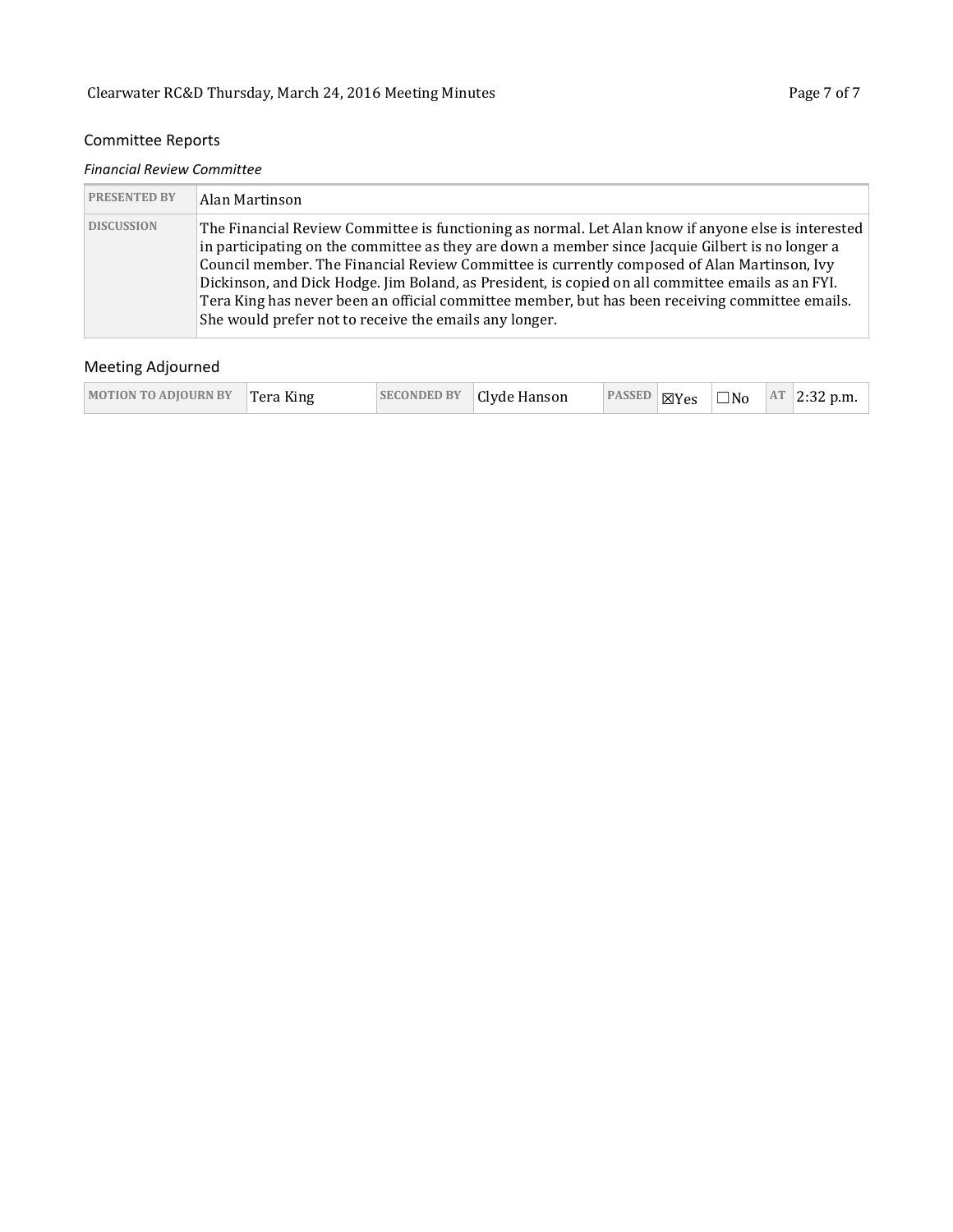## Committee Reports

*Financial Review Committee*

| | |
|---|---|
| **PRESENTED BY** | Alan Martinson |
| **DISCUSSION** | The Financial Review Committee is functioning as normal. Let Alan know if anyone else is interested in participating on the committee as they are down a member since Jacquie Gilbert is no longer a Council member. The Financial Review Committee is currently composed of Alan Martinson, Ivy Dickinson, and Dick Hodge. Jim Boland, as President, is copied on all committee emails as an FYI. Tera King has never been an official committee member, but has been receiving committee emails. She would prefer not to receive the emails any longer. |

## Meeting Adjourned

| | | | | | | | | |
|---|---|---|---|---|---|---|---|---|
| **MOTION TO ADJOURN BY** | Tera King | **SECONDED BY** | Clyde Hanson | **PASSED** | ☒Yes | ☐No | **AT** | 2:32 p.m. |